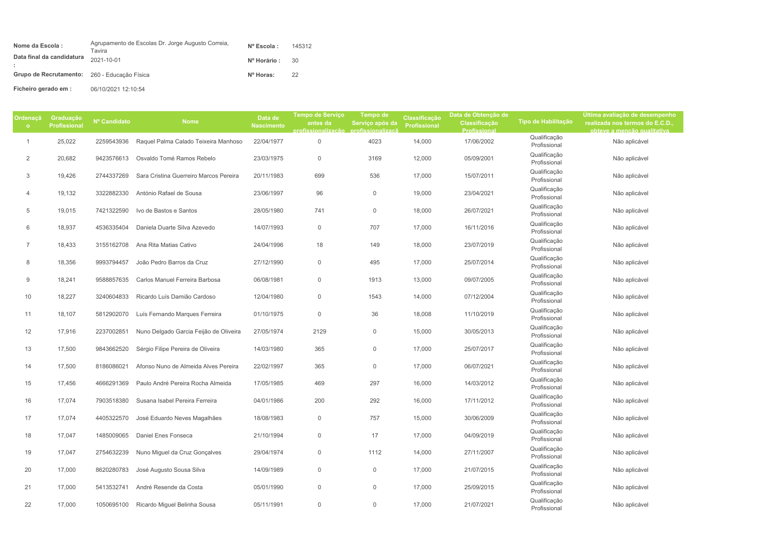| | | | |
|---|---|---|---|
| **Nome da Escola :** | Agrupamento de Escolas Dr. Jorge Augusto Correia, Tavira | **Nº Escola :** | 145312 |
| **Data final da candidatura :** | 2021-10-01 | **Nº Horário :** | 30 |
| **Grupo de Recrutamento:** | 260 - Educação Física | **Nº Horas:** | 22 |
| **Ficheiro gerado em :** | 06/10/2021 12:10:54 | | |

| Ordenação | Graduação Profissional | Nº Candidato | Nome | Data de Nascimento | Tempo de Serviço antes da profissionalização | Tempo de Serviço após da profissionalização | Classificação Profissional | Data de Obtenção de Classificação Profissional | Tipo de Habilitação | Última avaliação de desempenho realizada nos termos do E.C.D., obteve a menção qualitativa |
|---|---|---|---|---|---|---|---|---|---|---|
| 1 | 25,022 | 2259543936 | Raquel Palma Calado Teixeira Manhoso | 22/04/1977 | 0 | 4023 | 14,000 | 17/06/2002 | Qualificação Profissional | Não aplicável |
| 2 | 20,682 | 9423576613 | Osvaldo Tomé Ramos Rebelo | 23/03/1975 | 0 | 3169 | 12,000 | 05/09/2001 | Qualificação Profissional | Não aplicável |
| 3 | 19,426 | 2744337269 | Sara Cristina Guerreiro Marcos Pereira | 20/11/1983 | 699 | 536 | 17,000 | 15/07/2011 | Qualificação Profissional | Não aplicável |
| 4 | 19,132 | 3322882330 | António Rafael de Sousa | 23/06/1997 | 96 | 0 | 19,000 | 23/04/2021 | Qualificação Profissional | Não aplicável |
| 5 | 19,015 | 7421322590 | Ivo de Bastos e Santos | 28/05/1980 | 741 | 0 | 18,000 | 26/07/2021 | Qualificação Profissional | Não aplicável |
| 6 | 18,937 | 4536335404 | Daniela Duarte Silva Azevedo | 14/07/1993 | 0 | 707 | 17,000 | 16/11/2016 | Qualificação Profissional | Não aplicável |
| 7 | 18,433 | 3155162708 | Ana Rita Matias Cativo | 24/04/1996 | 18 | 149 | 18,000 | 23/07/2019 | Qualificação Profissional | Não aplicável |
| 8 | 18,356 | 9993794457 | João Pedro Barros da Cruz | 27/12/1990 | 0 | 495 | 17,000 | 25/07/2014 | Qualificação Profissional | Não aplicável |
| 9 | 18,241 | 9588857635 | Carlos Manuel Ferreira Barbosa | 06/08/1981 | 0 | 1913 | 13,000 | 09/07/2005 | Qualificação Profissional | Não aplicável |
| 10 | 18,227 | 3240604833 | Ricardo Luís Damião Cardoso | 12/04/1980 | 0 | 1543 | 14,000 | 07/12/2004 | Qualificação Profissional | Não aplicável |
| 11 | 18,107 | 5812902070 | Luís Fernando Marques Ferreira | 01/10/1975 | 0 | 36 | 18,008 | 11/10/2019 | Qualificação Profissional | Não aplicável |
| 12 | 17,916 | 2237002851 | Nuno Delgado Garcia Feijão de Oliveira | 27/05/1974 | 2129 | 0 | 15,000 | 30/05/2013 | Qualificação Profissional | Não aplicável |
| 13 | 17,500 | 9843662520 | Sérgio Filipe Pereira de Oliveira | 14/03/1980 | 365 | 0 | 17,000 | 25/07/2017 | Qualificação Profissional | Não aplicável |
| 14 | 17,500 | 8186086021 | Afonso Nuno de Almeida Alves Pereira | 22/02/1997 | 365 | 0 | 17,000 | 06/07/2021 | Qualificação Profissional | Não aplicável |
| 15 | 17,456 | 4666291369 | Paulo André Pereira Rocha Almeida | 17/05/1985 | 469 | 297 | 16,000 | 14/03/2012 | Qualificação Profissional | Não aplicável |
| 16 | 17,074 | 7903518380 | Susana Isabel Pereira Ferreira | 04/01/1986 | 200 | 292 | 16,000 | 17/11/2012 | Qualificação Profissional | Não aplicável |
| 17 | 17,074 | 4405322570 | José Eduardo Neves Magalhães | 18/08/1983 | 0 | 757 | 15,000 | 30/06/2009 | Qualificação Profissional | Não aplicável |
| 18 | 17,047 | 1485009065 | Daniel Enes Fonseca | 21/10/1994 | 0 | 17 | 17,000 | 04/09/2019 | Qualificação Profissional | Não aplicável |
| 19 | 17,047 | 2754632239 | Nuno Miguel da Cruz Gonçalves | 29/04/1974 | 0 | 1112 | 14,000 | 27/11/2007 | Qualificação Profissional | Não aplicável |
| 20 | 17,000 | 8620280783 | José Augusto Sousa Silva | 14/09/1989 | 0 | 0 | 17,000 | 21/07/2015 | Qualificação Profissional | Não aplicável |
| 21 | 17,000 | 5413532741 | André Resende da Costa | 05/01/1990 | 0 | 0 | 17,000 | 25/09/2015 | Qualificação Profissional | Não aplicável |
| 22 | 17,000 | 1050695100 | Ricardo Miguel Belinha Sousa | 05/11/1991 | 0 | 0 | 17,000 | 21/07/2021 | Qualificação Profissional | Não aplicável |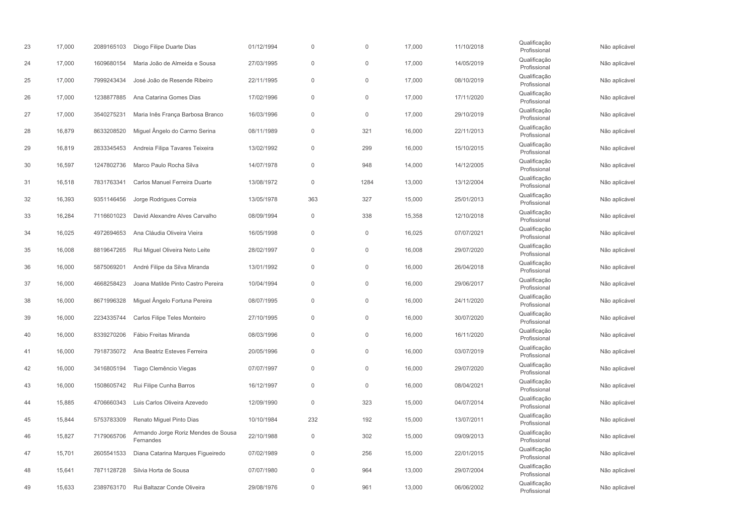| | | | | | | | | | | |
|---|---|---|---|---|---|---|---|---|---|---|
| 23 | 17,000 | 2089165103 | Diogo Filipe Duarte Dias | 01/12/1994 | 0 | 0 | 17,000 | 11/10/2018 | Qualificação Profissional | Não aplicável |
| 24 | 17,000 | 1609680154 | Maria João de Almeida e Sousa | 27/03/1995 | 0 | 0 | 17,000 | 14/05/2019 | Qualificação Profissional | Não aplicável |
| 25 | 17,000 | 7999243434 | José João de Resende Ribeiro | 22/11/1995 | 0 | 0 | 17,000 | 08/10/2019 | Qualificação Profissional | Não aplicável |
| 26 | 17,000 | 1238877885 | Ana Catarina Gomes Dias | 17/02/1996 | 0 | 0 | 17,000 | 17/11/2020 | Qualificação Profissional | Não aplicável |
| 27 | 17,000 | 3540275231 | Maria Inês França Barbosa Branco | 16/03/1996 | 0 | 0 | 17,000 | 29/10/2019 | Qualificação Profissional | Não aplicável |
| 28 | 16,879 | 8633208520 | Miguel Ângelo do Carmo Serina | 08/11/1989 | 0 | 321 | 16,000 | 22/11/2013 | Qualificação Profissional | Não aplicável |
| 29 | 16,819 | 2833345453 | Andreia Filipa Tavares Teixeira | 13/02/1992 | 0 | 299 | 16,000 | 15/10/2015 | Qualificação Profissional | Não aplicável |
| 30 | 16,597 | 1247802736 | Marco Paulo Rocha Silva | 14/07/1978 | 0 | 948 | 14,000 | 14/12/2005 | Qualificação Profissional | Não aplicável |
| 31 | 16,518 | 7831763341 | Carlos Manuel Ferreira Duarte | 13/08/1972 | 0 | 1284 | 13,000 | 13/12/2004 | Qualificação Profissional | Não aplicável |
| 32 | 16,393 | 9351146456 | Jorge Rodrigues Correia | 13/05/1978 | 363 | 327 | 15,000 | 25/01/2013 | Qualificação Profissional | Não aplicável |
| 33 | 16,284 | 7116601023 | David Alexandre Alves Carvalho | 08/09/1994 | 0 | 338 | 15,358 | 12/10/2018 | Qualificação Profissional | Não aplicável |
| 34 | 16,025 | 4972694653 | Ana Cláudia Oliveira Vieira | 16/05/1998 | 0 | 0 | 16,025 | 07/07/2021 | Qualificação Profissional | Não aplicável |
| 35 | 16,008 | 8819647265 | Rui Miguel Oliveira Neto Leite | 28/02/1997 | 0 | 0 | 16,008 | 29/07/2020 | Qualificação Profissional | Não aplicável |
| 36 | 16,000 | 5875069201 | André Filipe da Silva Miranda | 13/01/1992 | 0 | 0 | 16,000 | 26/04/2018 | Qualificação Profissional | Não aplicável |
| 37 | 16,000 | 4668258423 | Joana Matilde Pinto Castro Pereira | 10/04/1994 | 0 | 0 | 16,000 | 29/06/2017 | Qualificação Profissional | Não aplicável |
| 38 | 16,000 | 8671996328 | Miguel Ângelo Fortuna Pereira | 08/07/1995 | 0 | 0 | 16,000 | 24/11/2020 | Qualificação Profissional | Não aplicável |
| 39 | 16,000 | 2234335744 | Carlos Filipe Teles Monteiro | 27/10/1995 | 0 | 0 | 16,000 | 30/07/2020 | Qualificação Profissional | Não aplicável |
| 40 | 16,000 | 8339270206 | Fábio Freitas Miranda | 08/03/1996 | 0 | 0 | 16,000 | 16/11/2020 | Qualificação Profissional | Não aplicável |
| 41 | 16,000 | 7918735072 | Ana Beatriz Esteves Ferreira | 20/05/1996 | 0 | 0 | 16,000 | 03/07/2019 | Qualificação Profissional | Não aplicável |
| 42 | 16,000 | 3416805194 | Tiago Clemêncio Viegas | 07/07/1997 | 0 | 0 | 16,000 | 29/07/2020 | Qualificação Profissional | Não aplicável |
| 43 | 16,000 | 1508605742 | Rui Filipe Cunha Barros | 16/12/1997 | 0 | 0 | 16,000 | 08/04/2021 | Qualificação Profissional | Não aplicável |
| 44 | 15,885 | 4706660343 | Luis Carlos Oliveira Azevedo | 12/09/1990 | 0 | 323 | 15,000 | 04/07/2014 | Qualificação Profissional | Não aplicável |
| 45 | 15,844 | 5753783309 | Renato Miguel Pinto Dias | 10/10/1984 | 232 | 192 | 15,000 | 13/07/2011 | Qualificação Profissional | Não aplicável |
| 46 | 15,827 | 7179065706 | Armando Jorge Roriz Mendes de Sousa Fernandes | 22/10/1988 | 0 | 302 | 15,000 | 09/09/2013 | Qualificação Profissional | Não aplicável |
| 47 | 15,701 | 2605541533 | Diana Catarina Marques Figueiredo | 07/02/1989 | 0 | 256 | 15,000 | 22/01/2015 | Qualificação Profissional | Não aplicável |
| 48 | 15,641 | 7871128728 | Silvia Horta de Sousa | 07/07/1980 | 0 | 964 | 13,000 | 29/07/2004 | Qualificação Profissional | Não aplicável |
| 49 | 15,633 | 2389763170 | Rui Baltazar Conde Oliveira | 29/08/1976 | 0 | 961 | 13,000 | 06/06/2002 | Qualificação Profissional | Não aplicável |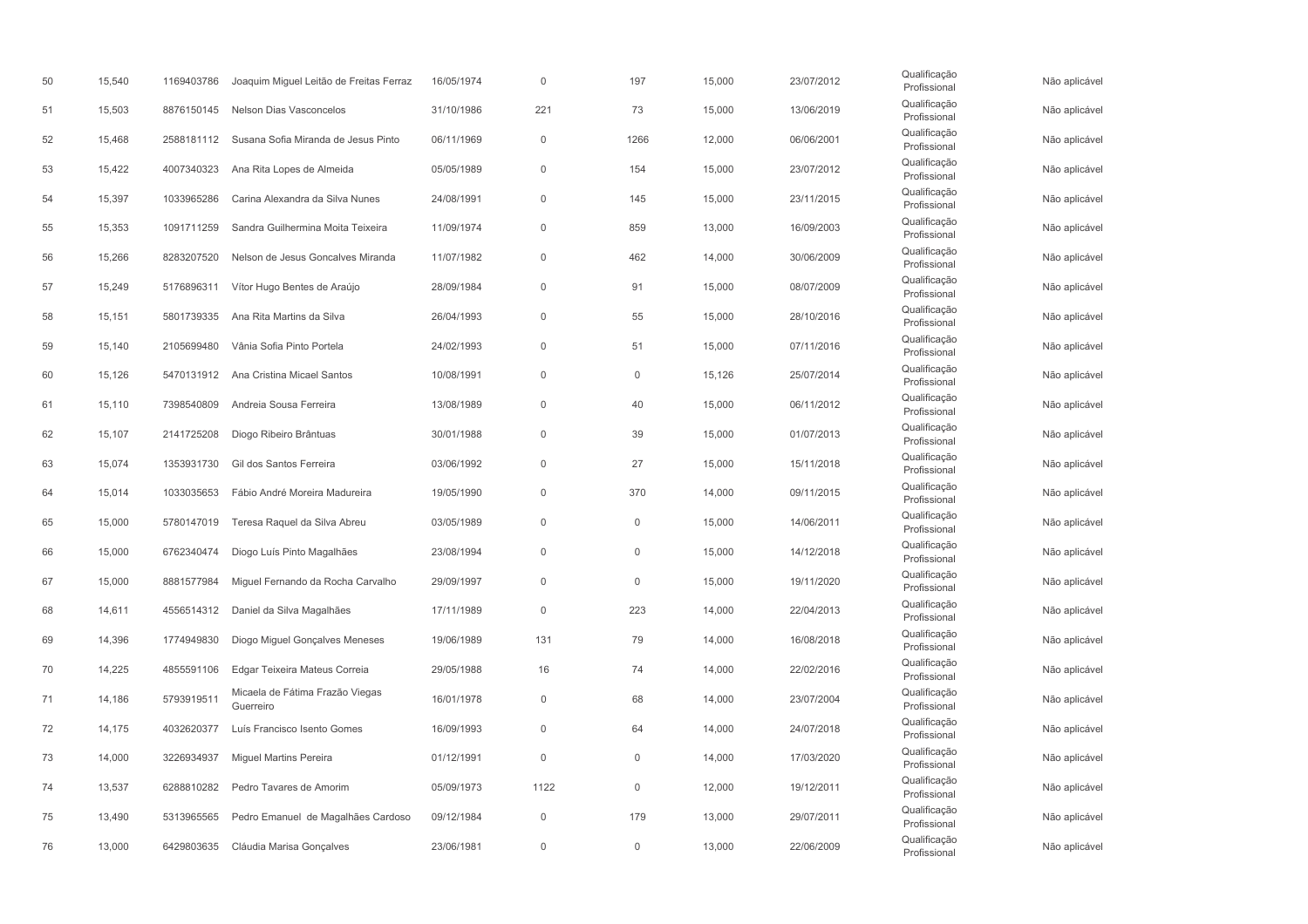| | | | | | | | | | | |
|---|---|---|---|---|---|---|---|---|---|---|
| 50 | 15,540 | 1169403786 | Joaquim Miguel Leitão de Freitas Ferraz | 16/05/1974 | 0 | 197 | 15,000 | 23/07/2012 | Qualificação Profissional | Não aplicável |
| 51 | 15,503 | 8876150145 | Nelson Dias Vasconcelos | 31/10/1986 | 221 | 73 | 15,000 | 13/06/2019 | Qualificação Profissional | Não aplicável |
| 52 | 15,468 | 2588181112 | Susana Sofia Miranda de Jesus Pinto | 06/11/1969 | 0 | 1266 | 12,000 | 06/06/2001 | Qualificação Profissional | Não aplicável |
| 53 | 15,422 | 4007340323 | Ana Rita Lopes de Almeida | 05/05/1989 | 0 | 154 | 15,000 | 23/07/2012 | Qualificação Profissional | Não aplicável |
| 54 | 15,397 | 1033965286 | Carina Alexandra da Silva Nunes | 24/08/1991 | 0 | 145 | 15,000 | 23/11/2015 | Qualificação Profissional | Não aplicável |
| 55 | 15,353 | 1091711259 | Sandra Guilhermina Moita Teixeira | 11/09/1974 | 0 | 859 | 13,000 | 16/09/2003 | Qualificação Profissional | Não aplicável |
| 56 | 15,266 | 8283207520 | Nelson de Jesus Goncalves Miranda | 11/07/1982 | 0 | 462 | 14,000 | 30/06/2009 | Qualificação Profissional | Não aplicável |
| 57 | 15,249 | 5176896311 | Vítor Hugo Bentes de Araújo | 28/09/1984 | 0 | 91 | 15,000 | 08/07/2009 | Qualificação Profissional | Não aplicável |
| 58 | 15,151 | 5801739335 | Ana Rita Martins da Silva | 26/04/1993 | 0 | 55 | 15,000 | 28/10/2016 | Qualificação Profissional | Não aplicável |
| 59 | 15,140 | 2105699480 | Vânia Sofia Pinto Portela | 24/02/1993 | 0 | 51 | 15,000 | 07/11/2016 | Qualificação Profissional | Não aplicável |
| 60 | 15,126 | 5470131912 | Ana Cristina Micael Santos | 10/08/1991 | 0 | 0 | 15,126 | 25/07/2014 | Qualificação Profissional | Não aplicável |
| 61 | 15,110 | 7398540809 | Andreia Sousa Ferreira | 13/08/1989 | 0 | 40 | 15,000 | 06/11/2012 | Qualificação Profissional | Não aplicável |
| 62 | 15,107 | 2141725208 | Diogo Ribeiro Brântuas | 30/01/1988 | 0 | 39 | 15,000 | 01/07/2013 | Qualificação Profissional | Não aplicável |
| 63 | 15,074 | 1353931730 | Gil dos Santos Ferreira | 03/06/1992 | 0 | 27 | 15,000 | 15/11/2018 | Qualificação Profissional | Não aplicável |
| 64 | 15,014 | 1033035653 | Fábio André Moreira Madureira | 19/05/1990 | 0 | 370 | 14,000 | 09/11/2015 | Qualificação Profissional | Não aplicável |
| 65 | 15,000 | 5780147019 | Teresa Raquel da Silva Abreu | 03/05/1989 | 0 | 0 | 15,000 | 14/06/2011 | Qualificação Profissional | Não aplicável |
| 66 | 15,000 | 6762340474 | Diogo Luís Pinto Magalhães | 23/08/1994 | 0 | 0 | 15,000 | 14/12/2018 | Qualificação Profissional | Não aplicável |
| 67 | 15,000 | 8881577984 | Miguel Fernando da Rocha Carvalho | 29/09/1997 | 0 | 0 | 15,000 | 19/11/2020 | Qualificação Profissional | Não aplicável |
| 68 | 14,611 | 4556514312 | Daniel da Silva Magalhães | 17/11/1989 | 0 | 223 | 14,000 | 22/04/2013 | Qualificação Profissional | Não aplicável |
| 69 | 14,396 | 1774949830 | Diogo Miguel Gonçalves Meneses | 19/06/1989 | 131 | 79 | 14,000 | 16/08/2018 | Qualificação Profissional | Não aplicável |
| 70 | 14,225 | 4855591106 | Edgar Teixeira Mateus Correia | 29/05/1988 | 16 | 74 | 14,000 | 22/02/2016 | Qualificação Profissional | Não aplicável |
| 71 | 14,186 | 5793919511 | Micaela de Fátima Frazão Viegas Guerreiro | 16/01/1978 | 0 | 68 | 14,000 | 23/07/2004 | Qualificação Profissional | Não aplicável |
| 72 | 14,175 | 4032620377 | Luís Francisco Isento Gomes | 16/09/1993 | 0 | 64 | 14,000 | 24/07/2018 | Qualificação Profissional | Não aplicável |
| 73 | 14,000 | 3226934937 | Miguel Martins Pereira | 01/12/1991 | 0 | 0 | 14,000 | 17/03/2020 | Qualificação Profissional | Não aplicável |
| 74 | 13,537 | 6288810282 | Pedro Tavares de Amorim | 05/09/1973 | 1122 | 0 | 12,000 | 19/12/2011 | Qualificação Profissional | Não aplicável |
| 75 | 13,490 | 5313965565 | Pedro Emanuel de Magalhães Cardoso | 09/12/1984 | 0 | 179 | 13,000 | 29/07/2011 | Qualificação Profissional | Não aplicável |
| 76 | 13,000 | 6429803635 | Cláudia Marisa Gonçalves | 23/06/1981 | 0 | 0 | 13,000 | 22/06/2009 | Qualificação Profissional | Não aplicável |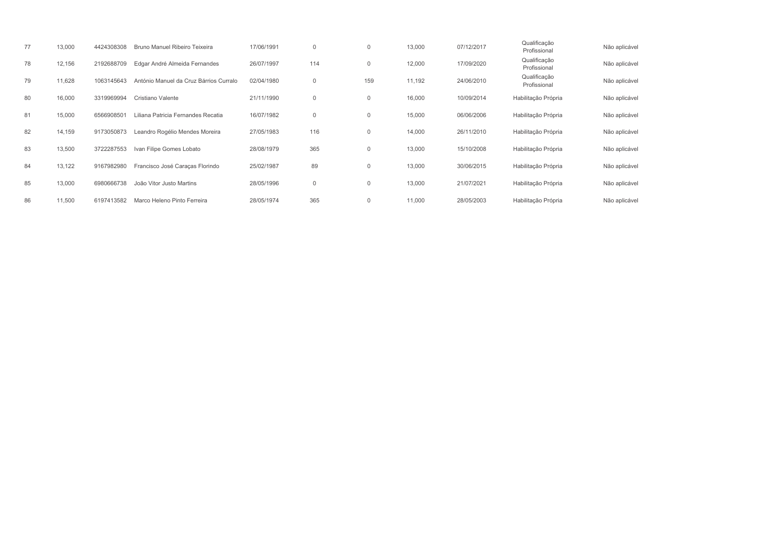| | | | | | | | | | | |
|---|---|---|---|---|---|---|---|---|---|---|
| 77 | 13,000 | 4424308308 | Bruno Manuel Ribeiro Teixeira | 17/06/1991 | 0 | 0 | 13,000 | 07/12/2017 | Qualificação Profissional | Não aplicável |
| 78 | 12,156 | 2192688709 | Edgar André Almeida Fernandes | 26/07/1997 | 114 | 0 | 12,000 | 17/09/2020 | Qualificação Profissional | Não aplicável |
| 79 | 11,628 | 1063145643 | António Manuel da Cruz Bárrios Curralo | 02/04/1980 | 0 | 159 | 11,192 | 24/06/2010 | Qualificação Profissional | Não aplicável |
| 80 | 16,000 | 3319969994 | Cristiano Valente | 21/11/1990 | 0 | 0 | 16,000 | 10/09/2014 | Habilitação Própria | Não aplicável |
| 81 | 15,000 | 6566908501 | Liliana Patricia Fernandes Recatia | 16/07/1982 | 0 | 0 | 15,000 | 06/06/2006 | Habilitação Própria | Não aplicável |
| 82 | 14,159 | 9173050873 | Leandro Rogélio Mendes Moreira | 27/05/1983 | 116 | 0 | 14,000 | 26/11/2010 | Habilitação Própria | Não aplicável |
| 83 | 13,500 | 3722287553 | Ivan Filipe Gomes Lobato | 28/08/1979 | 365 | 0 | 13,000 | 15/10/2008 | Habilitação Própria | Não aplicável |
| 84 | 13,122 | 9167982980 | Francisco José Caraças Florindo | 25/02/1987 | 89 | 0 | 13,000 | 30/06/2015 | Habilitação Própria | Não aplicável |
| 85 | 13,000 | 6980666738 | João Vitor Justo Martins | 28/05/1996 | 0 | 0 | 13,000 | 21/07/2021 | Habilitação Própria | Não aplicável |
| 86 | 11,500 | 6197413582 | Marco Heleno Pinto Ferreira | 28/05/1974 | 365 | 0 | 11,000 | 28/05/2003 | Habilitação Própria | Não aplicável |